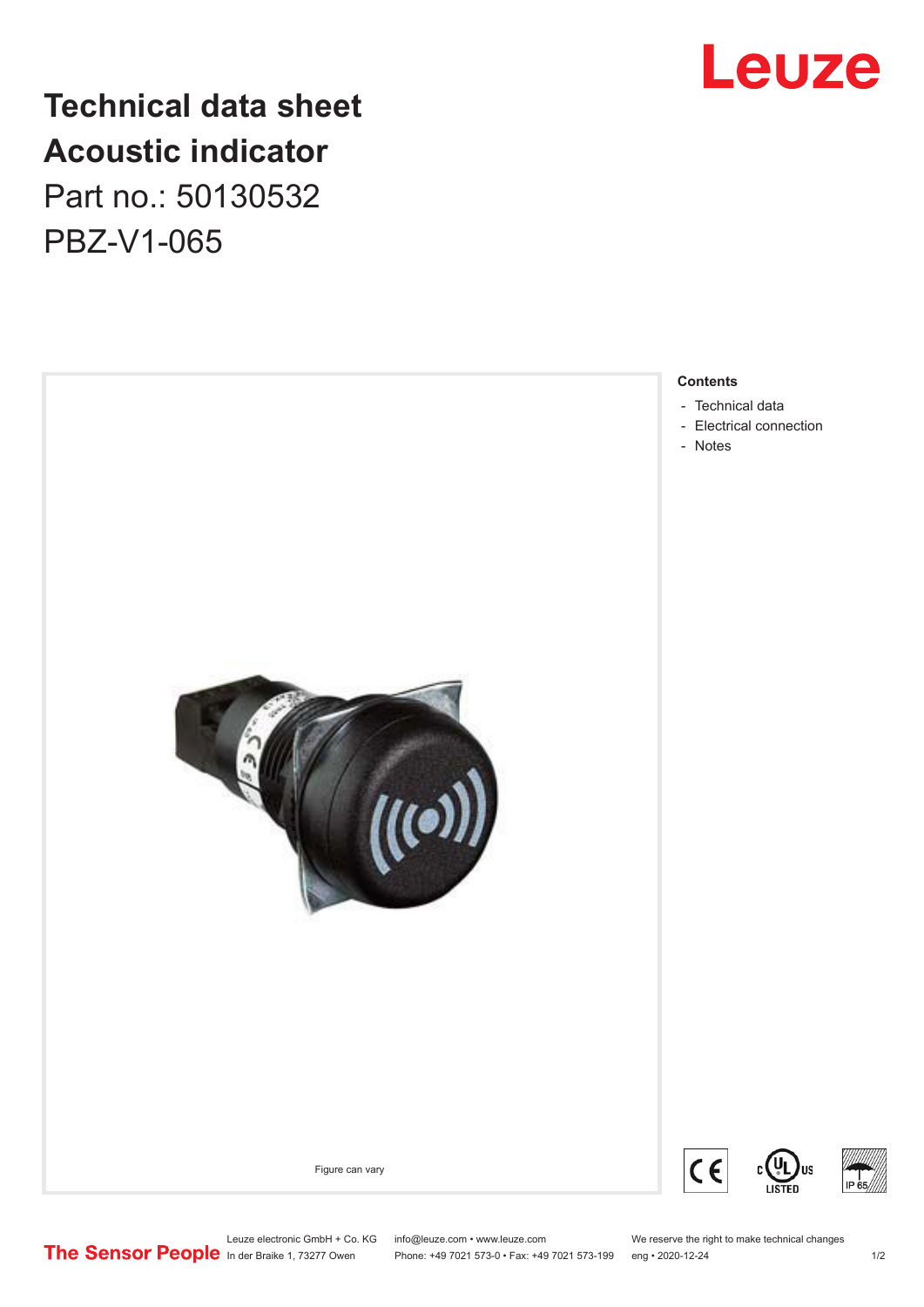# Technical data sheet
# Acoustic indicator

Part no.: 50130532

PBZ-V1-065

Figure can vary

**Contents**

- Technical data
- Electrical connection
- Notes

Leuze electronic GmbH + Co. KG
In der Braike 1, 73277 Owen

info@leuze.com • www.leuze.com
Phone: +49 7021 573-0 • Fax: +49 7021 573-199

We reserve the right to make technical changes
eng • 2020-12-24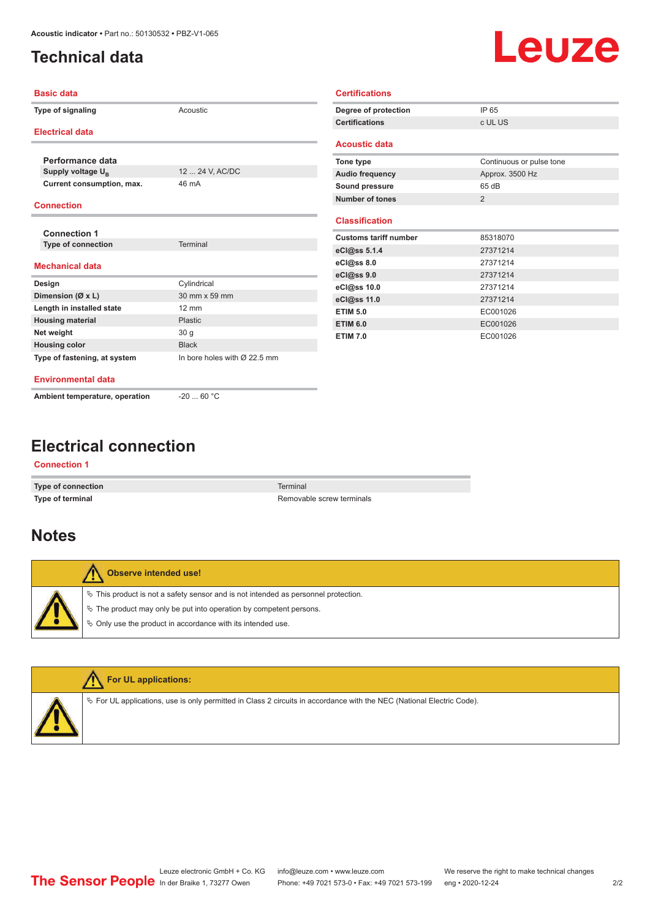# Technical data

## Basic data

| | |
|---|---|
| Type of signaling | Acoustic |

## Electrical data

### Performance data

| | |
|---|---|
| Supply voltage $U_B$ | 12 ... 24 V, AC/DC |
| Current consumption, max. | 46 mA |

## Connection

### Connection 1

| | |
|---|---|
| Type of connection | Terminal |

## Mechanical data

| | |
|---|---|
| Design | Cylindrical |
| Dimension (Ø x L) | 30 mm x 59 mm |
| Length in installed state | 12 mm |
| Housing material | Plastic |
| Net weight | 30 g |
| Housing color | Black |
| Type of fastening, at system | In bore holes with Ø 22.5 mm |

## Environmental data

| | |
|---|---|
| Ambient temperature, operation | -20 ... 60 °C |

## Certifications

| | |
|---|---|
| Degree of protection | IP 65 |
| Certifications | c UL US |

## Acoustic data

| | |
|---|---|
| Tone type | Continuous or pulse tone |
| Audio frequency | Approx. 3500 Hz |
| Sound pressure | 65 dB |
| Number of tones | 2 |

## Classification

| | |
|---|---|
| Customs tariff number | 85318070 |
| eCl@ss 5.1.4 | 27371214 |
| eCl@ss 8.0 | 27371214 |
| eCl@ss 9.0 | 27371214 |
| eCl@ss 10.0 | 27371214 |
| eCl@ss 11.0 | 27371214 |
| ETIM 5.0 | EC001026 |
| ETIM 6.0 | EC001026 |
| ETIM 7.0 | EC001026 |

# Electrical connection

## Connection 1

| | |
|---|---|
| Type of connection | Terminal |
| Type of terminal | Removable screw terminals |

# Notes

**Observe intended use!**

- This product is not a safety sensor and is not intended as personnel protection.
- The product may only be put into operation by competent persons.
- Only use the product in accordance with its intended use.

**For UL applications:**

- For UL applications, use is only permitted in Class 2 circuits in accordance with the NEC (National Electric Code).